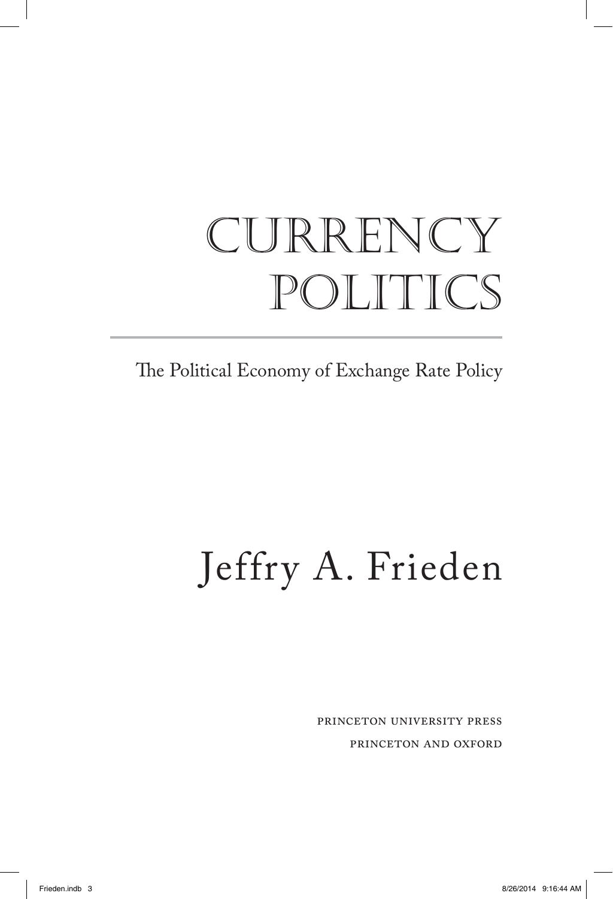# CURRENCY POLITICS

The Political Economy of Exchange Rate Policy

## Jeffry A. Frieden

PRINCETON UNIVERSITY PRESS
PRINCETON AND OXFORD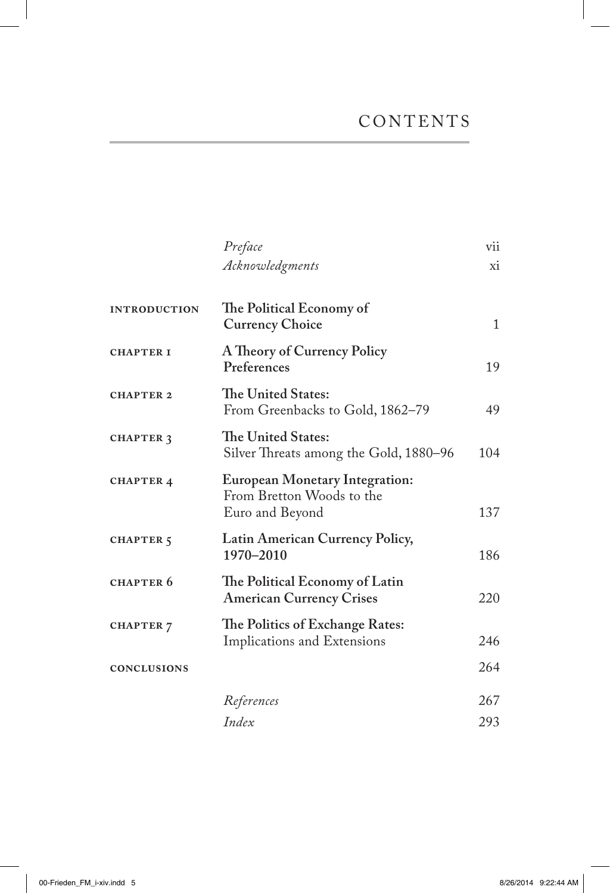# CONTENTS

| | | |
|---|---|---|
| | *Preface* | vii |
| | *Acknowledgments* | xi |
| INTRODUCTION | **The Political Economy of Currency Choice** | 1 |
| CHAPTER 1 | **A Theory of Currency Policy Preferences** | 19 |
| CHAPTER 2 | **The United States:** From Greenbacks to Gold, 1862–79 | 49 |
| CHAPTER 3 | **The United States:** Silver Threats among the Gold, 1880–96 | 104 |
| CHAPTER 4 | **European Monetary Integration:** From Bretton Woods to the Euro and Beyond | 137 |
| CHAPTER 5 | **Latin American Currency Policy, 1970–2010** | 186 |
| CHAPTER 6 | **The Political Economy of Latin American Currency Crises** | 220 |
| CHAPTER 7 | **The Politics of Exchange Rates:** Implications and Extensions | 246 |
| CONCLUSIONS | | 264 |
| | *References* | 267 |
| | *Index* | 293 |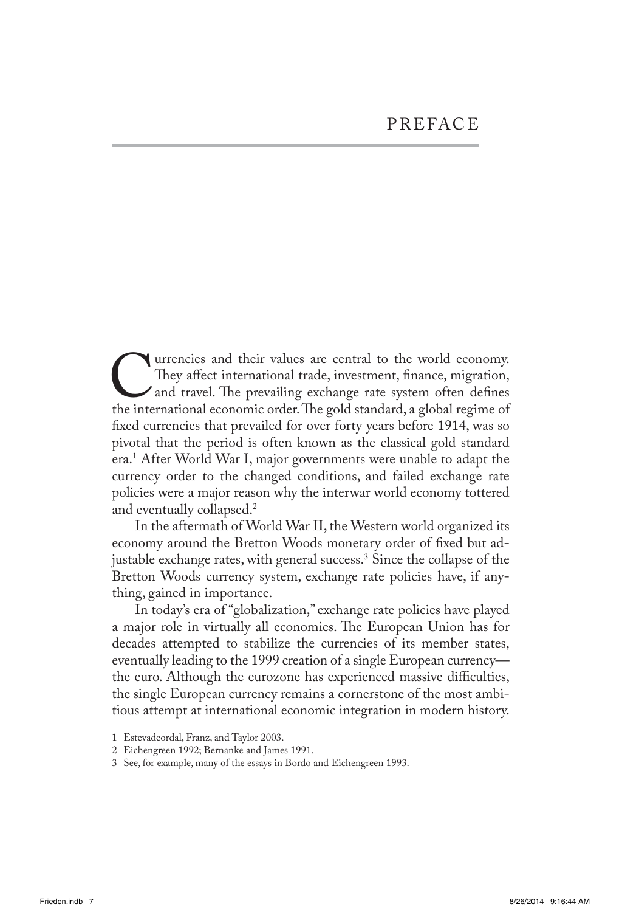# PREFACE

Currencies and their values are central to the world economy. They affect international trade, investment, finance, migration, and travel. The prevailing exchange rate system often defines the international economic order. The gold standard, a global regime of fixed currencies that prevailed for over forty years before 1914, was so pivotal that the period is often known as the classical gold standard era.[1] After World War I, major governments were unable to adapt the currency order to the changed conditions, and failed exchange rate policies were a major reason why the interwar world economy tottered and eventually collapsed.[2]

In the aftermath of World War II, the Western world organized its economy around the Bretton Woods monetary order of fixed but adjustable exchange rates, with general success.[3] Since the collapse of the Bretton Woods currency system, exchange rate policies have, if anything, gained in importance.

In today's era of "globalization," exchange rate policies have played a major role in virtually all economies. The European Union has for decades attempted to stabilize the currencies of its member states, eventually leading to the 1999 creation of a single European currency—the euro. Although the eurozone has experienced massive difficulties, the single European currency remains a cornerstone of the most ambitious attempt at international economic integration in modern history.

1 Estevadeordal, Franz, and Taylor 2003.

2 Eichengreen 1992; Bernanke and James 1991.

3 See, for example, many of the essays in Bordo and Eichengreen 1993.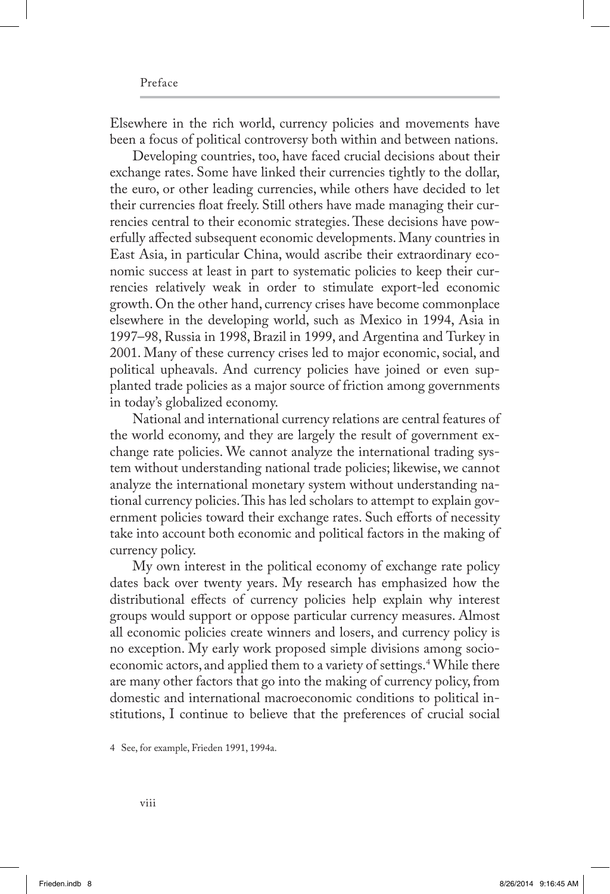Elsewhere in the rich world, currency policies and movements have been a focus of political controversy both within and between nations.

Developing countries, too, have faced crucial decisions about their exchange rates. Some have linked their currencies tightly to the dollar, the euro, or other leading currencies, while others have decided to let their currencies float freely. Still others have made managing their currencies central to their economic strategies. These decisions have powerfully affected subsequent economic developments. Many countries in East Asia, in particular China, would ascribe their extraordinary economic success at least in part to systematic policies to keep their currencies relatively weak in order to stimulate export-led economic growth. On the other hand, currency crises have become commonplace elsewhere in the developing world, such as Mexico in 1994, Asia in 1997–98, Russia in 1998, Brazil in 1999, and Argentina and Turkey in 2001. Many of these currency crises led to major economic, social, and political upheavals. And currency policies have joined or even supplanted trade policies as a major source of friction among governments in today's globalized economy.

National and international currency relations are central features of the world economy, and they are largely the result of government exchange rate policies. We cannot analyze the international trading system without understanding national trade policies; likewise, we cannot analyze the international monetary system without understanding national currency policies. This has led scholars to attempt to explain government policies toward their exchange rates. Such efforts of necessity take into account both economic and political factors in the making of currency policy.

My own interest in the political economy of exchange rate policy dates back over twenty years. My research has emphasized how the distributional effects of currency policies help explain why interest groups would support or oppose particular currency measures. Almost all economic policies create winners and losers, and currency policy is no exception. My early work proposed simple divisions among socioeconomic actors, and applied them to a variety of settings.[4] While there are many other factors that go into the making of currency policy, from domestic and international macroeconomic conditions to political institutions, I continue to believe that the preferences of crucial social

4 See, for example, Frieden 1991, 1994a.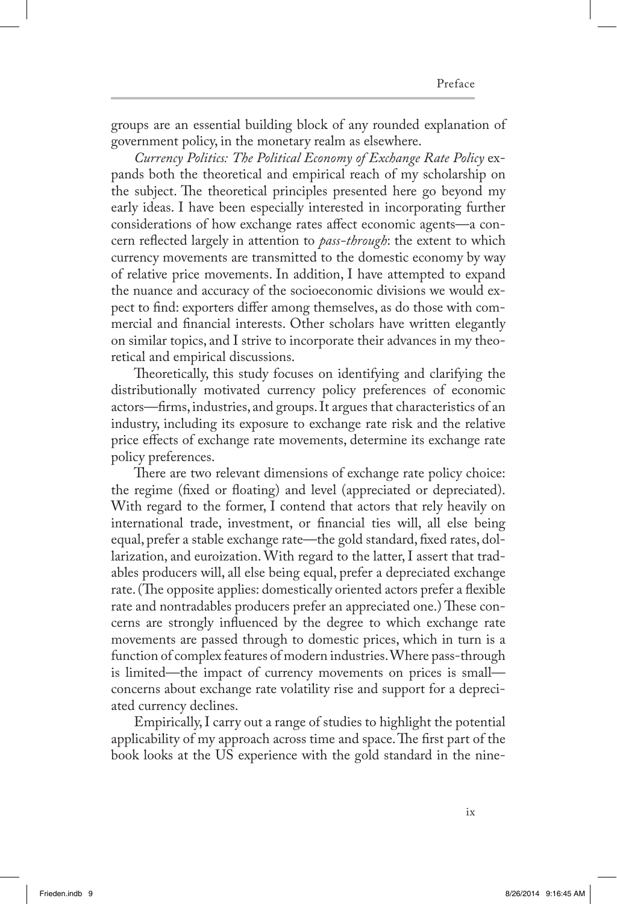groups are an essential building block of any rounded explanation of government policy, in the monetary realm as elsewhere.

*Currency Politics: The Political Economy of Exchange Rate Policy* expands both the theoretical and empirical reach of my scholarship on the subject. The theoretical principles presented here go beyond my early ideas. I have been especially interested in incorporating further considerations of how exchange rates affect economic agents—a concern reflected largely in attention to *pass-through*: the extent to which currency movements are transmitted to the domestic economy by way of relative price movements. In addition, I have attempted to expand the nuance and accuracy of the socioeconomic divisions we would expect to find: exporters differ among themselves, as do those with commercial and financial interests. Other scholars have written elegantly on similar topics, and I strive to incorporate their advances in my theoretical and empirical discussions.

Theoretically, this study focuses on identifying and clarifying the distributionally motivated currency policy preferences of economic actors—firms, industries, and groups. It argues that characteristics of an industry, including its exposure to exchange rate risk and the relative price effects of exchange rate movements, determine its exchange rate policy preferences.

There are two relevant dimensions of exchange rate policy choice: the regime (fixed or floating) and level (appreciated or depreciated). With regard to the former, I contend that actors that rely heavily on international trade, investment, or financial ties will, all else being equal, prefer a stable exchange rate—the gold standard, fixed rates, dollarization, and euroization. With regard to the latter, I assert that tradables producers will, all else being equal, prefer a depreciated exchange rate. (The opposite applies: domestically oriented actors prefer a flexible rate and nontradables producers prefer an appreciated one.) These concerns are strongly influenced by the degree to which exchange rate movements are passed through to domestic prices, which in turn is a function of complex features of modern industries. Where pass-through is limited—the impact of currency movements on prices is small—concerns about exchange rate volatility rise and support for a depreciated currency declines.

Empirically, I carry out a range of studies to highlight the potential applicability of my approach across time and space. The first part of the book looks at the US experience with the gold standard in the nine-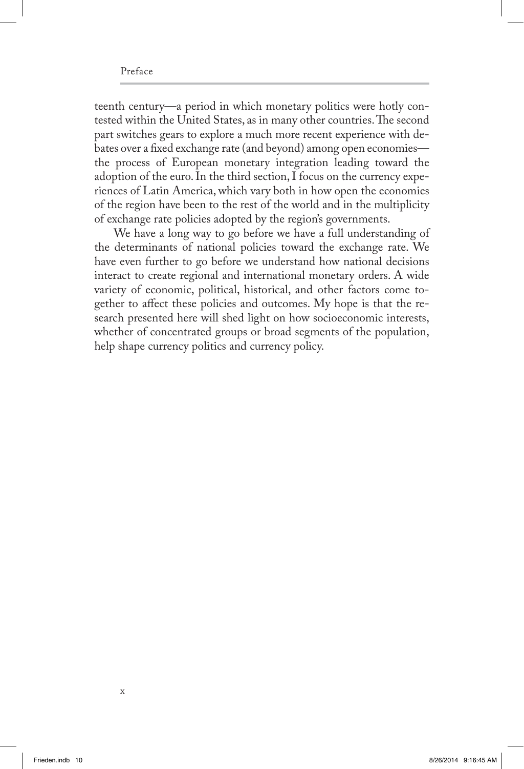teenth century—a period in which monetary politics were hotly contested within the United States, as in many other countries. The second part switches gears to explore a much more recent experience with debates over a fixed exchange rate (and beyond) among open economies—the process of European monetary integration leading toward the adoption of the euro. In the third section, I focus on the currency experiences of Latin America, which vary both in how open the economies of the region have been to the rest of the world and in the multiplicity of exchange rate policies adopted by the region's governments.

We have a long way to go before we have a full understanding of the determinants of national policies toward the exchange rate. We have even further to go before we understand how national decisions interact to create regional and international monetary orders. A wide variety of economic, political, historical, and other factors come together to affect these policies and outcomes. My hope is that the research presented here will shed light on how socioeconomic interests, whether of concentrated groups or broad segments of the population, help shape currency politics and currency policy.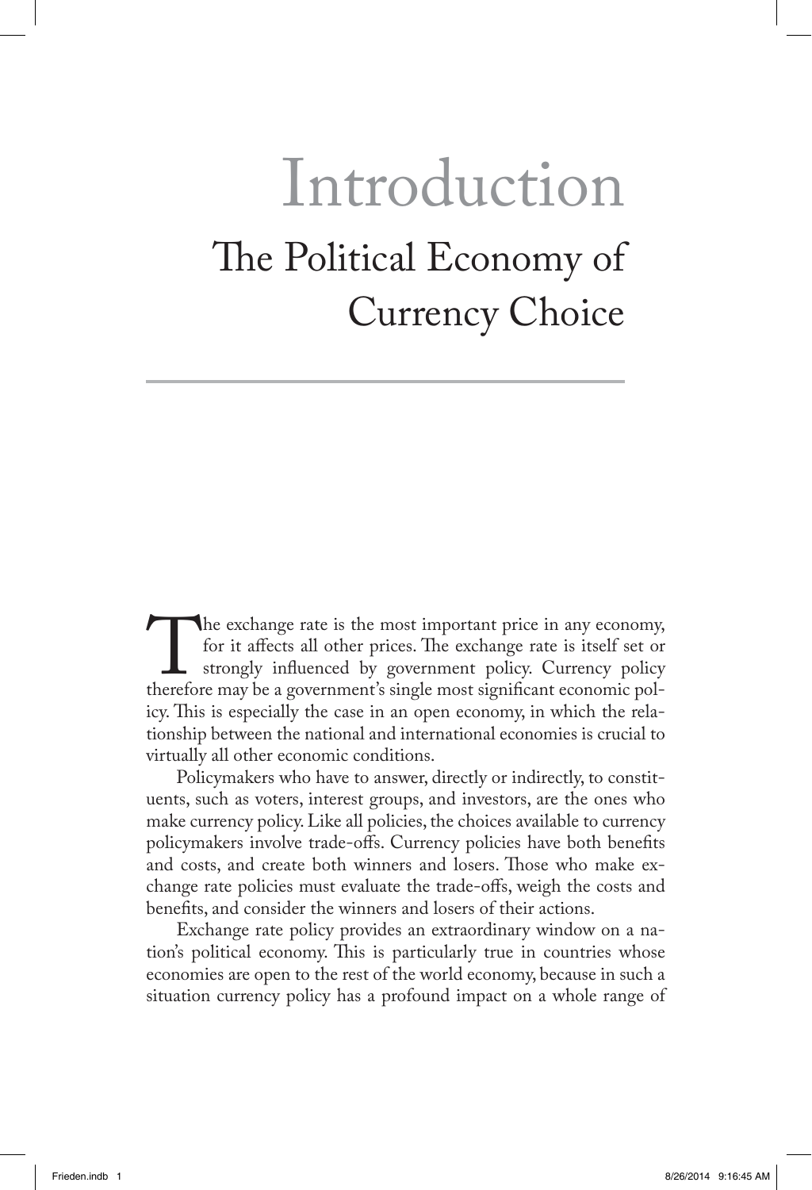# Introduction

## The Political Economy of Currency Choice

The exchange rate is the most important price in any economy, for it affects all other prices. The exchange rate is itself set or strongly influenced by government policy. Currency policy therefore may be a government's single most significant economic policy. This is especially the case in an open economy, in which the relationship between the national and international economies is crucial to virtually all other economic conditions.

Policymakers who have to answer, directly or indirectly, to constituents, such as voters, interest groups, and investors, are the ones who make currency policy. Like all policies, the choices available to currency policymakers involve trade-offs. Currency policies have both benefits and costs, and create both winners and losers. Those who make exchange rate policies must evaluate the trade-offs, weigh the costs and benefits, and consider the winners and losers of their actions.

Exchange rate policy provides an extraordinary window on a nation's political economy. This is particularly true in countries whose economies are open to the rest of the world economy, because in such a situation currency policy has a profound impact on a whole range of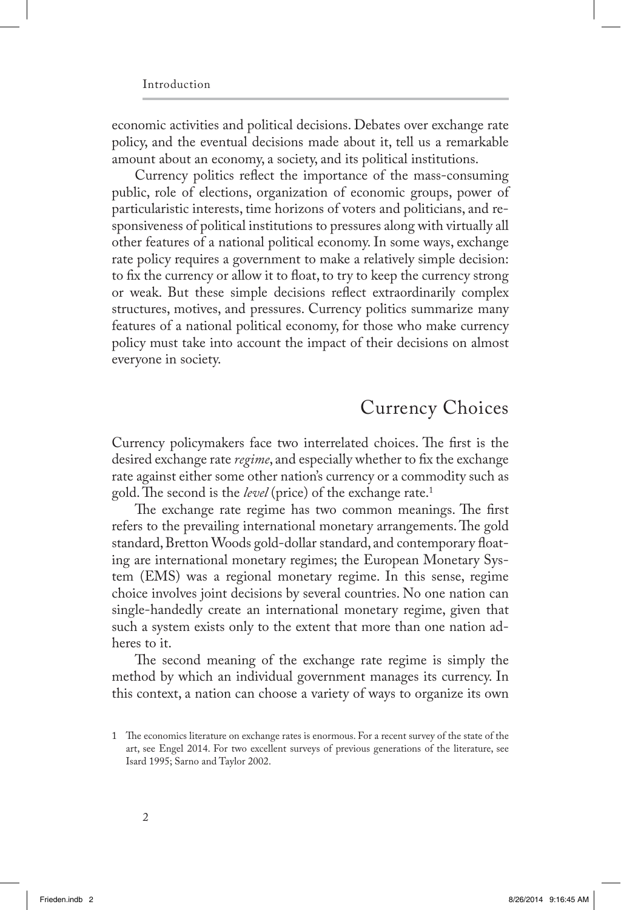economic activities and political decisions. Debates over exchange rate policy, and the eventual decisions made about it, tell us a remarkable amount about an economy, a society, and its political institutions.

Currency politics reflect the importance of the mass-consuming public, role of elections, organization of economic groups, power of particularistic interests, time horizons of voters and politicians, and responsiveness of political institutions to pressures along with virtually all other features of a national political economy. In some ways, exchange rate policy requires a government to make a relatively simple decision: to fix the currency or allow it to float, to try to keep the currency strong or weak. But these simple decisions reflect extraordinarily complex structures, motives, and pressures. Currency politics summarize many features of a national political economy, for those who make currency policy must take into account the impact of their decisions on almost everyone in society.

## Currency Choices

Currency policymakers face two interrelated choices. The first is the desired exchange rate *regime*, and especially whether to fix the exchange rate against either some other nation's currency or a commodity such as gold. The second is the *level* (price) of the exchange rate.[1]

The exchange rate regime has two common meanings. The first refers to the prevailing international monetary arrangements. The gold standard, Bretton Woods gold-dollar standard, and contemporary floating are international monetary regimes; the European Monetary System (EMS) was a regional monetary regime. In this sense, regime choice involves joint decisions by several countries. No one nation can single-handedly create an international monetary regime, given that such a system exists only to the extent that more than one nation adheres to it.

The second meaning of the exchange rate regime is simply the method by which an individual government manages its currency. In this context, a nation can choose a variety of ways to organize its own

1 The economics literature on exchange rates is enormous. For a recent survey of the state of the art, see Engel 2014. For two excellent surveys of previous generations of the literature, see Isard 1995; Sarno and Taylor 2002.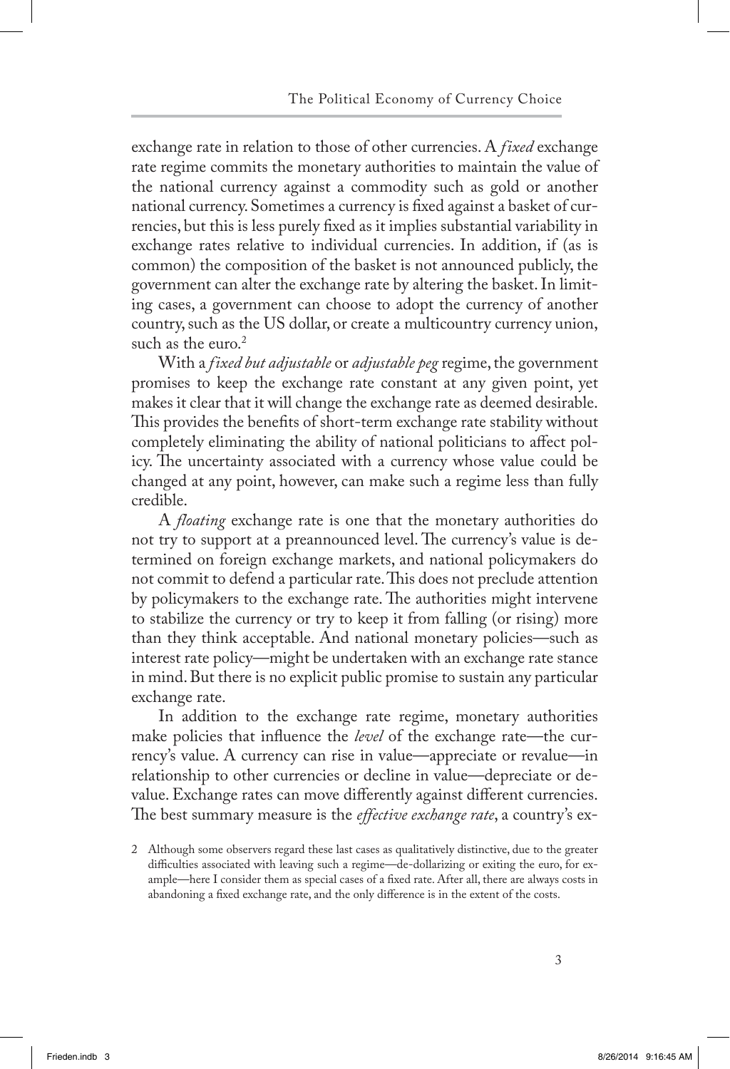exchange rate in relation to those of other currencies. A *fixed* exchange rate regime commits the monetary authorities to maintain the value of the national currency against a commodity such as gold or another national currency. Sometimes a currency is fixed against a basket of currencies, but this is less purely fixed as it implies substantial variability in exchange rates relative to individual currencies. In addition, if (as is common) the composition of the basket is not announced publicly, the government can alter the exchange rate by altering the basket. In limiting cases, a government can choose to adopt the currency of another country, such as the US dollar, or create a multicountry currency union, such as the euro.[2]

With a *fixed but adjustable* or *adjustable peg* regime, the government promises to keep the exchange rate constant at any given point, yet makes it clear that it will change the exchange rate as deemed desirable. This provides the benefits of short-term exchange rate stability without completely eliminating the ability of national politicians to affect policy. The uncertainty associated with a currency whose value could be changed at any point, however, can make such a regime less than fully credible.

A *floating* exchange rate is one that the monetary authorities do not try to support at a preannounced level. The currency's value is determined on foreign exchange markets, and national policymakers do not commit to defend a particular rate. This does not preclude attention by policymakers to the exchange rate. The authorities might intervene to stabilize the currency or try to keep it from falling (or rising) more than they think acceptable. And national monetary policies—such as interest rate policy—might be undertaken with an exchange rate stance in mind. But there is no explicit public promise to sustain any particular exchange rate.

In addition to the exchange rate regime, monetary authorities make policies that influence the *level* of the exchange rate—the currency's value. A currency can rise in value—appreciate or revalue—in relationship to other currencies or decline in value—depreciate or devalue. Exchange rates can move differently against different currencies. The best summary measure is the *effective exchange rate*, a country's ex-

2 Although some observers regard these last cases as qualitatively distinctive, due to the greater difficulties associated with leaving such a regime—de-dollarizing or exiting the euro, for example—here I consider them as special cases of a fixed rate. After all, there are always costs in abandoning a fixed exchange rate, and the only difference is in the extent of the costs.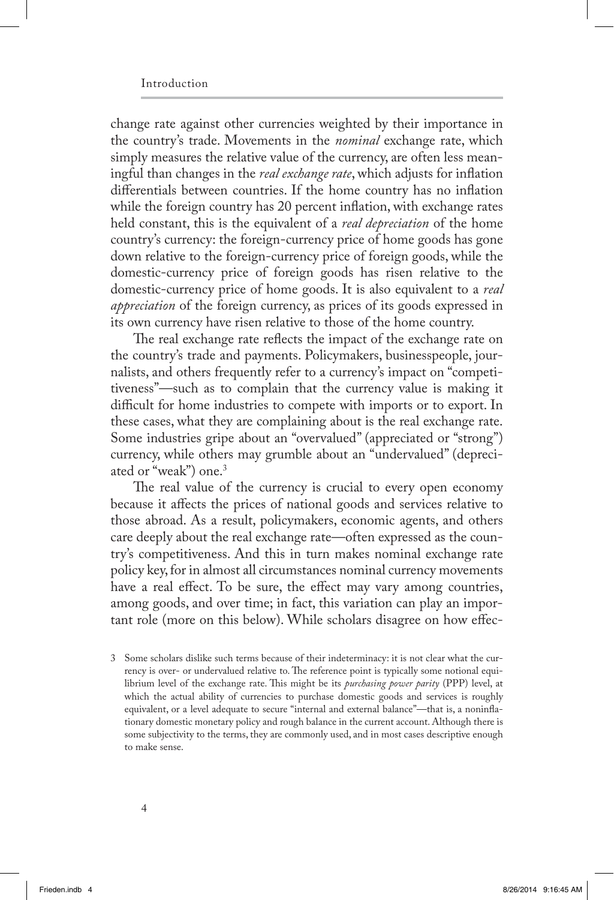change rate against other currencies weighted by their importance in the country's trade. Movements in the *nominal* exchange rate, which simply measures the relative value of the currency, are often less meaningful than changes in the *real exchange rate*, which adjusts for inflation differentials between countries. If the home country has no inflation while the foreign country has 20 percent inflation, with exchange rates held constant, this is the equivalent of a *real depreciation* of the home country's currency: the foreign-currency price of home goods has gone down relative to the foreign-currency price of foreign goods, while the domestic-currency price of foreign goods has risen relative to the domestic-currency price of home goods. It is also equivalent to a *real appreciation* of the foreign currency, as prices of its goods expressed in its own currency have risen relative to those of the home country.

The real exchange rate reflects the impact of the exchange rate on the country's trade and payments. Policymakers, businesspeople, journalists, and others frequently refer to a currency's impact on "competitiveness"—such as to complain that the currency value is making it difficult for home industries to compete with imports or to export. In these cases, what they are complaining about is the real exchange rate. Some industries gripe about an "overvalued" (appreciated or "strong") currency, while others may grumble about an "undervalued" (depreciated or "weak") one.[3]

The real value of the currency is crucial to every open economy because it affects the prices of national goods and services relative to those abroad. As a result, policymakers, economic agents, and others care deeply about the real exchange rate—often expressed as the country's competitiveness. And this in turn makes nominal exchange rate policy key, for in almost all circumstances nominal currency movements have a real effect. To be sure, the effect may vary among countries, among goods, and over time; in fact, this variation can play an important role (more on this below). While scholars disagree on how effec-

3 Some scholars dislike such terms because of their indeterminacy: it is not clear what the currency is over- or undervalued relative to. The reference point is typically some notional equilibrium level of the exchange rate. This might be its *purchasing power parity* (PPP) level, at which the actual ability of currencies to purchase domestic goods and services is roughly equivalent, or a level adequate to secure "internal and external balance"—that is, a noninflationary domestic monetary policy and rough balance in the current account. Although there is some subjectivity to the terms, they are commonly used, and in most cases descriptive enough to make sense.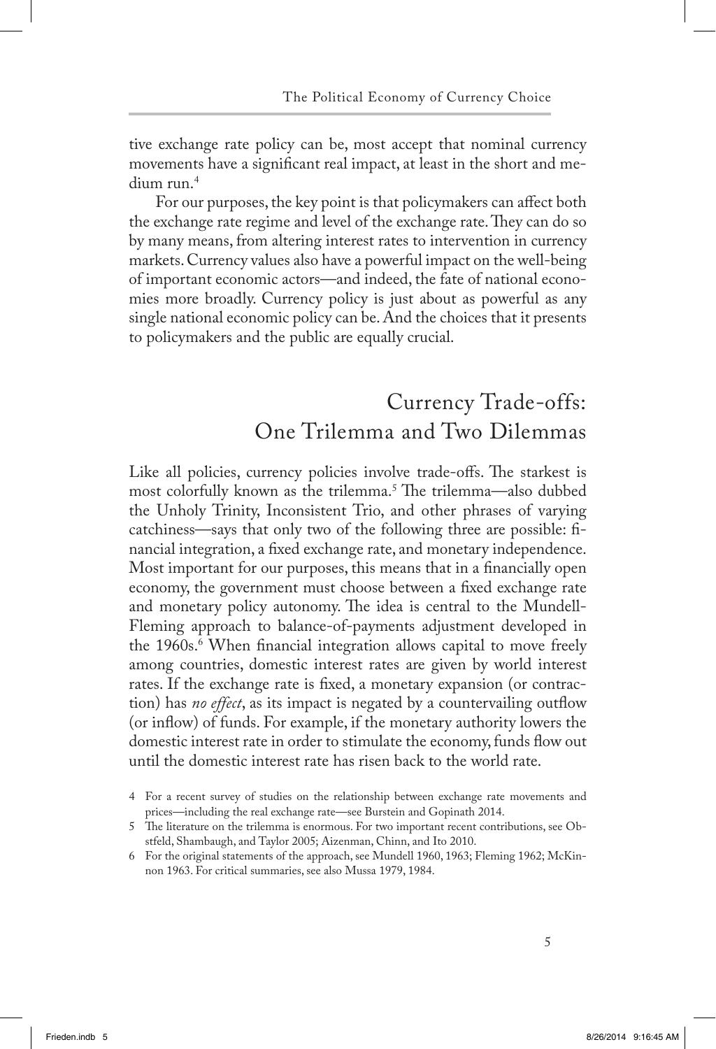tive exchange rate policy can be, most accept that nominal currency movements have a significant real impact, at least in the short and medium run.[4]

For our purposes, the key point is that policymakers can affect both the exchange rate regime and level of the exchange rate. They can do so by many means, from altering interest rates to intervention in currency markets. Currency values also have a powerful impact on the well-being of important economic actors—and indeed, the fate of national economies more broadly. Currency policy is just about as powerful as any single national economic policy can be. And the choices that it presents to policymakers and the public are equally crucial.

## Currency Trade-offs: One Trilemma and Two Dilemmas

Like all policies, currency policies involve trade-offs. The starkest is most colorfully known as the trilemma.[5] The trilemma—also dubbed the Unholy Trinity, Inconsistent Trio, and other phrases of varying catchiness—says that only two of the following three are possible: financial integration, a fixed exchange rate, and monetary independence. Most important for our purposes, this means that in a financially open economy, the government must choose between a fixed exchange rate and monetary policy autonomy. The idea is central to the Mundell-Fleming approach to balance-of-payments adjustment developed in the 1960s.[6] When financial integration allows capital to move freely among countries, domestic interest rates are given by world interest rates. If the exchange rate is fixed, a monetary expansion (or contraction) has *no effect*, as its impact is negated by a countervailing outflow (or inflow) of funds. For example, if the monetary authority lowers the domestic interest rate in order to stimulate the economy, funds flow out until the domestic interest rate has risen back to the world rate.

4 For a recent survey of studies on the relationship between exchange rate movements and prices—including the real exchange rate—see Burstein and Gopinath 2014.

5 The literature on the trilemma is enormous. For two important recent contributions, see Obstfeld, Shambaugh, and Taylor 2005; Aizenman, Chinn, and Ito 2010.

6 For the original statements of the approach, see Mundell 1960, 1963; Fleming 1962; McKinnon 1963. For critical summaries, see also Mussa 1979, 1984.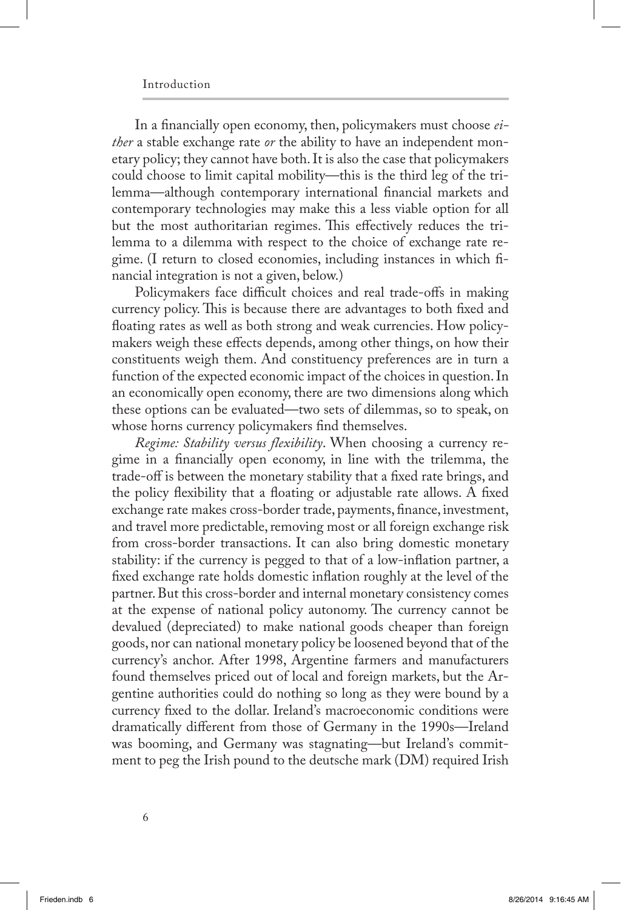In a financially open economy, then, policymakers must choose *either* a stable exchange rate *or* the ability to have an independent monetary policy; they cannot have both. It is also the case that policymakers could choose to limit capital mobility—this is the third leg of the trilemma—although contemporary international financial markets and contemporary technologies may make this a less viable option for all but the most authoritarian regimes. This effectively reduces the trilemma to a dilemma with respect to the choice of exchange rate regime. (I return to closed economies, including instances in which financial integration is not a given, below.)

Policymakers face difficult choices and real trade-offs in making currency policy. This is because there are advantages to both fixed and floating rates as well as both strong and weak currencies. How policymakers weigh these effects depends, among other things, on how their constituents weigh them. And constituency preferences are in turn a function of the expected economic impact of the choices in question. In an economically open economy, there are two dimensions along which these options can be evaluated—two sets of dilemmas, so to speak, on whose horns currency policymakers find themselves.

*Regime: Stability versus flexibility*. When choosing a currency regime in a financially open economy, in line with the trilemma, the trade-off is between the monetary stability that a fixed rate brings, and the policy flexibility that a floating or adjustable rate allows. A fixed exchange rate makes cross-border trade, payments, finance, investment, and travel more predictable, removing most or all foreign exchange risk from cross-border transactions. It can also bring domestic monetary stability: if the currency is pegged to that of a low-inflation partner, a fixed exchange rate holds domestic inflation roughly at the level of the partner. But this cross-border and internal monetary consistency comes at the expense of national policy autonomy. The currency cannot be devalued (depreciated) to make national goods cheaper than foreign goods, nor can national monetary policy be loosened beyond that of the currency's anchor. After 1998, Argentine farmers and manufacturers found themselves priced out of local and foreign markets, but the Argentine authorities could do nothing so long as they were bound by a currency fixed to the dollar. Ireland's macroeconomic conditions were dramatically different from those of Germany in the 1990s—Ireland was booming, and Germany was stagnating—but Ireland's commitment to peg the Irish pound to the deutsche mark (DM) required Irish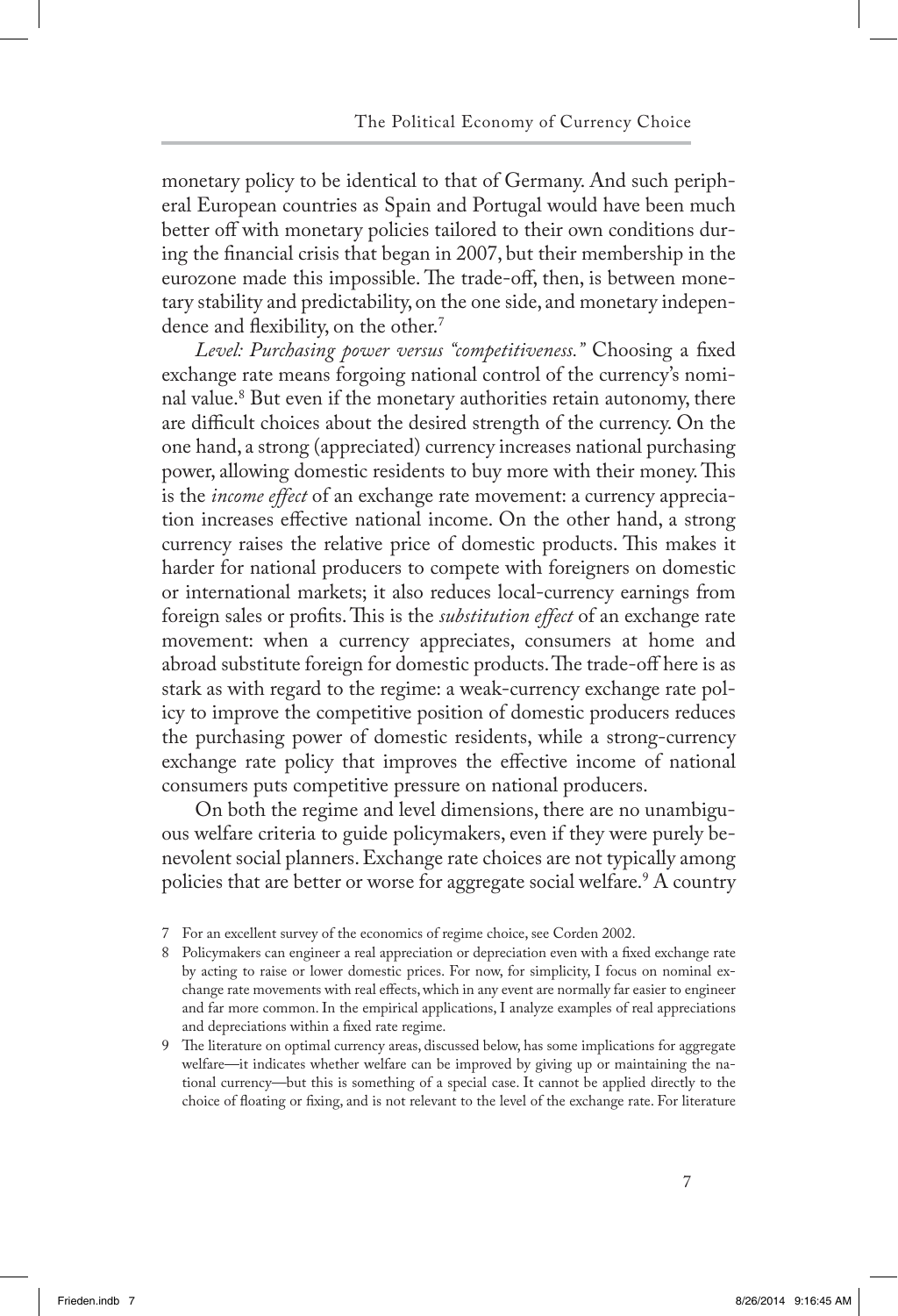monetary policy to be identical to that of Germany. And such peripheral European countries as Spain and Portugal would have been much better off with monetary policies tailored to their own conditions during the financial crisis that began in 2007, but their membership in the eurozone made this impossible. The trade-off, then, is between monetary stability and predictability, on the one side, and monetary independence and flexibility, on the other.[7]

*Level: Purchasing power versus "competitiveness."* Choosing a fixed exchange rate means forgoing national control of the currency's nominal value.[8] But even if the monetary authorities retain autonomy, there are difficult choices about the desired strength of the currency. On the one hand, a strong (appreciated) currency increases national purchasing power, allowing domestic residents to buy more with their money. This is the *income effect* of an exchange rate movement: a currency appreciation increases effective national income. On the other hand, a strong currency raises the relative price of domestic products. This makes it harder for national producers to compete with foreigners on domestic or international markets; it also reduces local-currency earnings from foreign sales or profits. This is the *substitution effect* of an exchange rate movement: when a currency appreciates, consumers at home and abroad substitute foreign for domestic products. The trade-off here is as stark as with regard to the regime: a weak-currency exchange rate policy to improve the competitive position of domestic producers reduces the purchasing power of domestic residents, while a strong-currency exchange rate policy that improves the effective income of national consumers puts competitive pressure on national producers.

On both the regime and level dimensions, there are no unambiguous welfare criteria to guide policymakers, even if they were purely benevolent social planners. Exchange rate choices are not typically among policies that are better or worse for aggregate social welfare.[9] A country

7 For an excellent survey of the economics of regime choice, see Corden 2002.

8 Policymakers can engineer a real appreciation or depreciation even with a fixed exchange rate by acting to raise or lower domestic prices. For now, for simplicity, I focus on nominal exchange rate movements with real effects, which in any event are normally far easier to engineer and far more common. In the empirical applications, I analyze examples of real appreciations and depreciations within a fixed rate regime.

9 The literature on optimal currency areas, discussed below, has some implications for aggregate welfare—it indicates whether welfare can be improved by giving up or maintaining the national currency—but this is something of a special case. It cannot be applied directly to the choice of floating or fixing, and is not relevant to the level of the exchange rate. For literature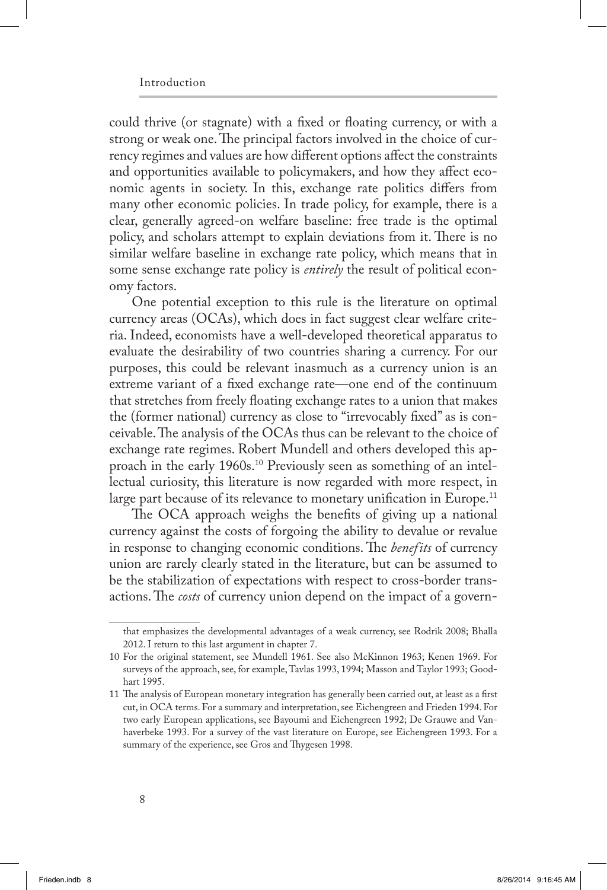could thrive (or stagnate) with a fixed or floating currency, or with a strong or weak one. The principal factors involved in the choice of currency regimes and values are how different options affect the constraints and opportunities available to policymakers, and how they affect economic agents in society. In this, exchange rate politics differs from many other economic policies. In trade policy, for example, there is a clear, generally agreed-on welfare baseline: free trade is the optimal policy, and scholars attempt to explain deviations from it. There is no similar welfare baseline in exchange rate policy, which means that in some sense exchange rate policy is *entirely* the result of political economy factors.

One potential exception to this rule is the literature on optimal currency areas (OCAs), which does in fact suggest clear welfare criteria. Indeed, economists have a well-developed theoretical apparatus to evaluate the desirability of two countries sharing a currency. For our purposes, this could be relevant inasmuch as a currency union is an extreme variant of a fixed exchange rate—one end of the continuum that stretches from freely floating exchange rates to a union that makes the (former national) currency as close to "irrevocably fixed" as is conceivable. The analysis of the OCAs thus can be relevant to the choice of exchange rate regimes. Robert Mundell and others developed this approach in the early 1960s.[10] Previously seen as something of an intellectual curiosity, this literature is now regarded with more respect, in large part because of its relevance to monetary unification in Europe.[11]

The OCA approach weighs the benefits of giving up a national currency against the costs of forgoing the ability to devalue or revalue in response to changing economic conditions. The *benefits* of currency union are rarely clearly stated in the literature, but can be assumed to be the stabilization of expectations with respect to cross-border transactions. The *costs* of currency union depend on the impact of a govern-

---

that emphasizes the developmental advantages of a weak currency, see Rodrik 2008; Bhalla 2012. I return to this last argument in chapter 7.

10 For the original statement, see Mundell 1961. See also McKinnon 1963; Kenen 1969. For surveys of the approach, see, for example, Tavlas 1993, 1994; Masson and Taylor 1993; Goodhart 1995.

11 The analysis of European monetary integration has generally been carried out, at least as a first cut, in OCA terms. For a summary and interpretation, see Eichengreen and Frieden 1994. For two early European applications, see Bayoumi and Eichengreen 1992; De Grauwe and Vanhaverbeke 1993. For a survey of the vast literature on Europe, see Eichengreen 1993. For a summary of the experience, see Gros and Thygesen 1998.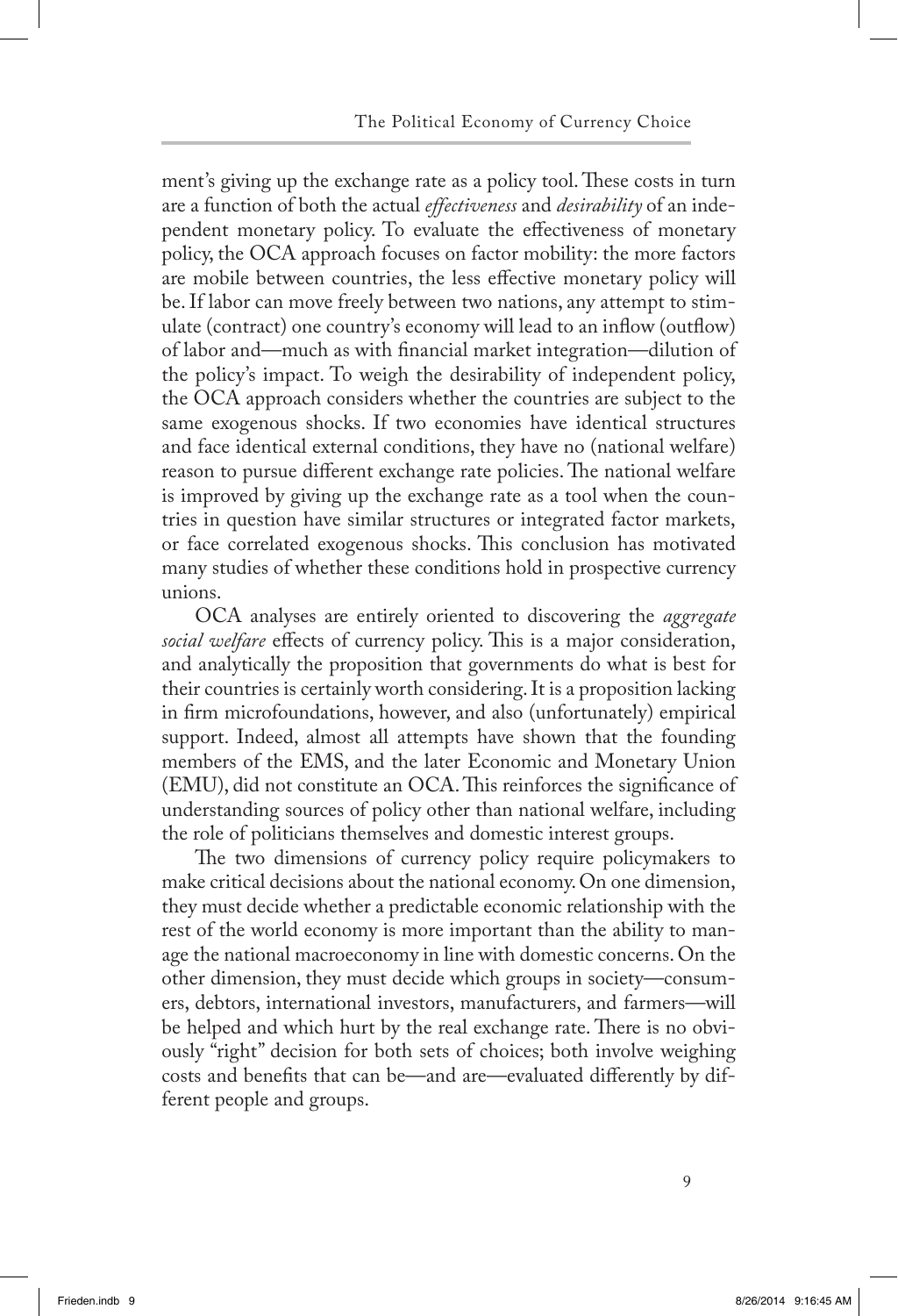ment's giving up the exchange rate as a policy tool. These costs in turn are a function of both the actual *effectiveness* and *desirability* of an independent monetary policy. To evaluate the effectiveness of monetary policy, the OCA approach focuses on factor mobility: the more factors are mobile between countries, the less effective monetary policy will be. If labor can move freely between two nations, any attempt to stimulate (contract) one country's economy will lead to an inflow (outflow) of labor and—much as with financial market integration—dilution of the policy's impact. To weigh the desirability of independent policy, the OCA approach considers whether the countries are subject to the same exogenous shocks. If two economies have identical structures and face identical external conditions, they have no (national welfare) reason to pursue different exchange rate policies. The national welfare is improved by giving up the exchange rate as a tool when the countries in question have similar structures or integrated factor markets, or face correlated exogenous shocks. This conclusion has motivated many studies of whether these conditions hold in prospective currency unions.

OCA analyses are entirely oriented to discovering the *aggregate social welfare* effects of currency policy. This is a major consideration, and analytically the proposition that governments do what is best for their countries is certainly worth considering. It is a proposition lacking in firm microfoundations, however, and also (unfortunately) empirical support. Indeed, almost all attempts have shown that the founding members of the EMS, and the later Economic and Monetary Union (EMU), did not constitute an OCA. This reinforces the significance of understanding sources of policy other than national welfare, including the role of politicians themselves and domestic interest groups.

The two dimensions of currency policy require policymakers to make critical decisions about the national economy. On one dimension, they must decide whether a predictable economic relationship with the rest of the world economy is more important than the ability to manage the national macroeconomy in line with domestic concerns. On the other dimension, they must decide which groups in society—consumers, debtors, international investors, manufacturers, and farmers—will be helped and which hurt by the real exchange rate. There is no obviously "right" decision for both sets of choices; both involve weighing costs and benefits that can be—and are—evaluated differently by different people and groups.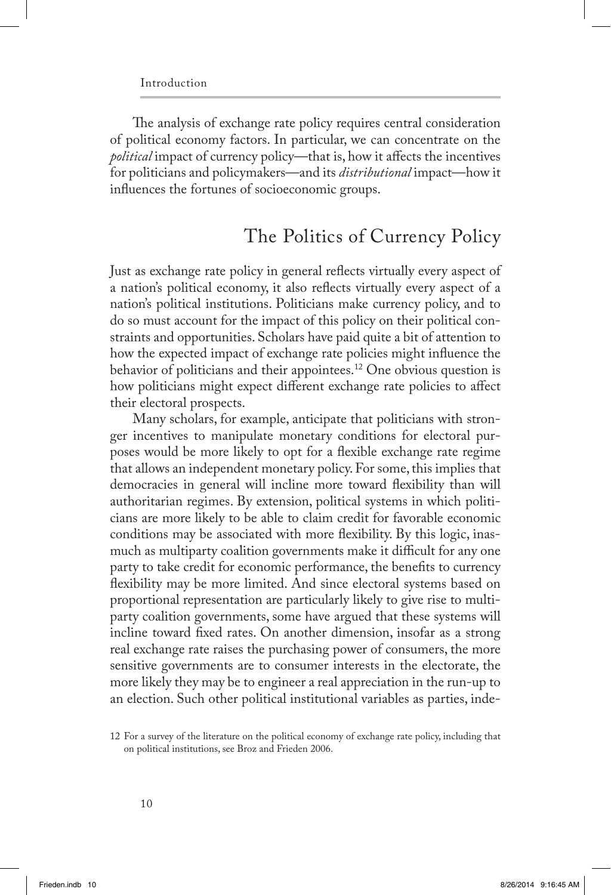The analysis of exchange rate policy requires central consideration of political economy factors. In particular, we can concentrate on the *political* impact of currency policy—that is, how it affects the incentives for politicians and policymakers—and its *distributional* impact—how it influences the fortunes of socioeconomic groups.

## The Politics of Currency Policy

Just as exchange rate policy in general reflects virtually every aspect of a nation's political economy, it also reflects virtually every aspect of a nation's political institutions. Politicians make currency policy, and to do so must account for the impact of this policy on their political constraints and opportunities. Scholars have paid quite a bit of attention to how the expected impact of exchange rate policies might influence the behavior of politicians and their appointees.[12] One obvious question is how politicians might expect different exchange rate policies to affect their electoral prospects.

Many scholars, for example, anticipate that politicians with stronger incentives to manipulate monetary conditions for electoral purposes would be more likely to opt for a flexible exchange rate regime that allows an independent monetary policy. For some, this implies that democracies in general will incline more toward flexibility than will authoritarian regimes. By extension, political systems in which politicians are more likely to be able to claim credit for favorable economic conditions may be associated with more flexibility. By this logic, inasmuch as multiparty coalition governments make it difficult for any one party to take credit for economic performance, the benefits to currency flexibility may be more limited. And since electoral systems based on proportional representation are particularly likely to give rise to multiparty coalition governments, some have argued that these systems will incline toward fixed rates. On another dimension, insofar as a strong real exchange rate raises the purchasing power of consumers, the more sensitive governments are to consumer interests in the electorate, the more likely they may be to engineer a real appreciation in the run-up to an election. Such other political institutional variables as parties, inde-

12 For a survey of the literature on the political economy of exchange rate policy, including that on political institutions, see Broz and Frieden 2006.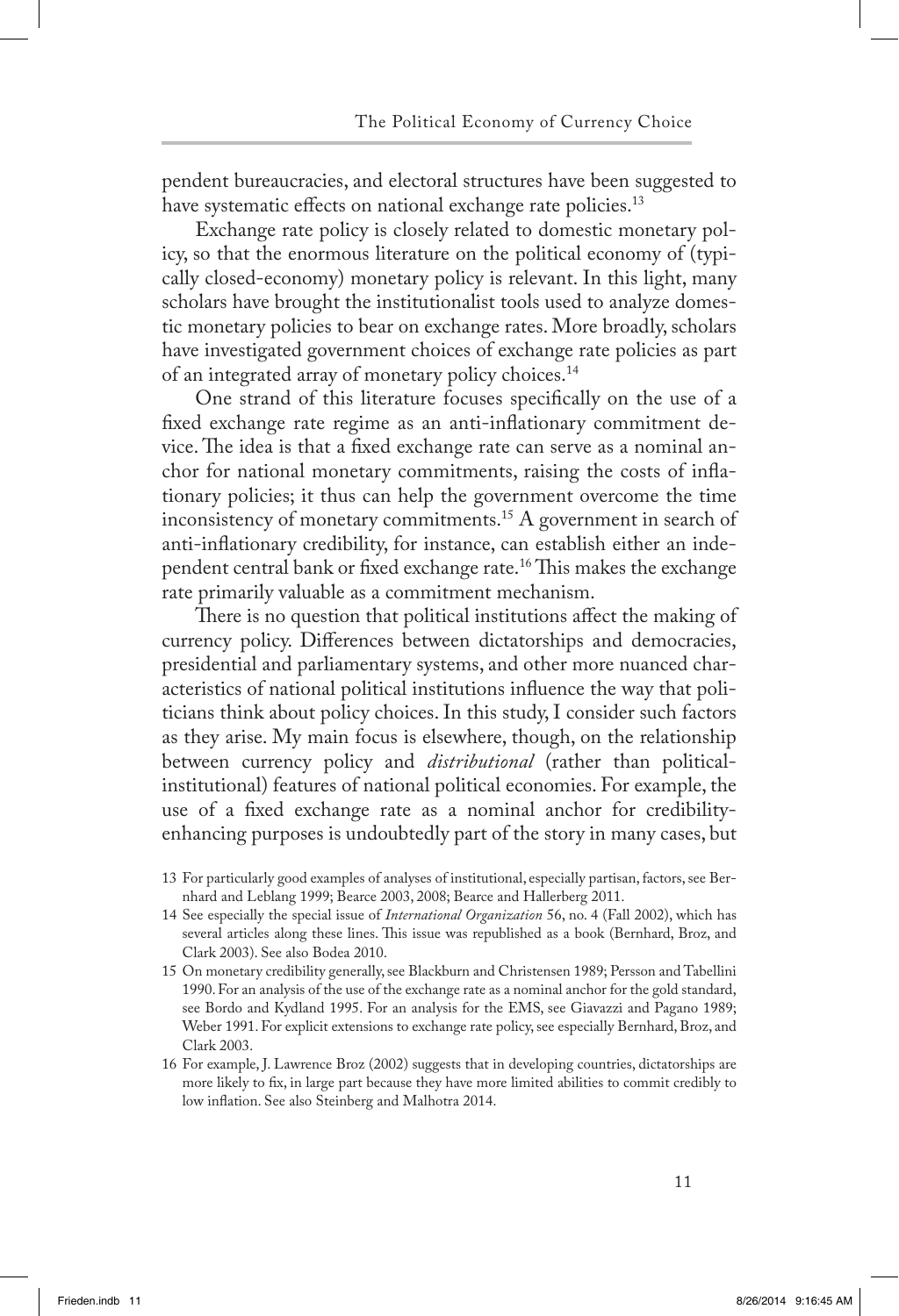pendent bureaucracies, and electoral structures have been suggested to have systematic effects on national exchange rate policies.[13]

Exchange rate policy is closely related to domestic monetary policy, so that the enormous literature on the political economy of (typically closed-economy) monetary policy is relevant. In this light, many scholars have brought the institutionalist tools used to analyze domestic monetary policies to bear on exchange rates. More broadly, scholars have investigated government choices of exchange rate policies as part of an integrated array of monetary policy choices.[14]

One strand of this literature focuses specifically on the use of a fixed exchange rate regime as an anti-inflationary commitment device. The idea is that a fixed exchange rate can serve as a nominal anchor for national monetary commitments, raising the costs of inflationary policies; it thus can help the government overcome the time inconsistency of monetary commitments.[15] A government in search of anti-inflationary credibility, for instance, can establish either an independent central bank or fixed exchange rate.[16] This makes the exchange rate primarily valuable as a commitment mechanism.

There is no question that political institutions affect the making of currency policy. Differences between dictatorships and democracies, presidential and parliamentary systems, and other more nuanced characteristics of national political institutions influence the way that politicians think about policy choices. In this study, I consider such factors as they arise. My main focus is elsewhere, though, on the relationship between currency policy and *distributional* (rather than political-institutional) features of national political economies. For example, the use of a fixed exchange rate as a nominal anchor for credibility-enhancing purposes is undoubtedly part of the story in many cases, but

13 For particularly good examples of analyses of institutional, especially partisan, factors, see Bernhard and Leblang 1999; Bearce 2003, 2008; Bearce and Hallerberg 2011.

14 See especially the special issue of *International Organization* 56, no. 4 (Fall 2002), which has several articles along these lines. This issue was republished as a book (Bernhard, Broz, and Clark 2003). See also Bodea 2010.

15 On monetary credibility generally, see Blackburn and Christensen 1989; Persson and Tabellini 1990. For an analysis of the use of the exchange rate as a nominal anchor for the gold standard, see Bordo and Kydland 1995. For an analysis for the EMS, see Giavazzi and Pagano 1989; Weber 1991. For explicit extensions to exchange rate policy, see especially Bernhard, Broz, and Clark 2003.

16 For example, J. Lawrence Broz (2002) suggests that in developing countries, dictatorships are more likely to fix, in large part because they have more limited abilities to commit credibly to low inflation. See also Steinberg and Malhotra 2014.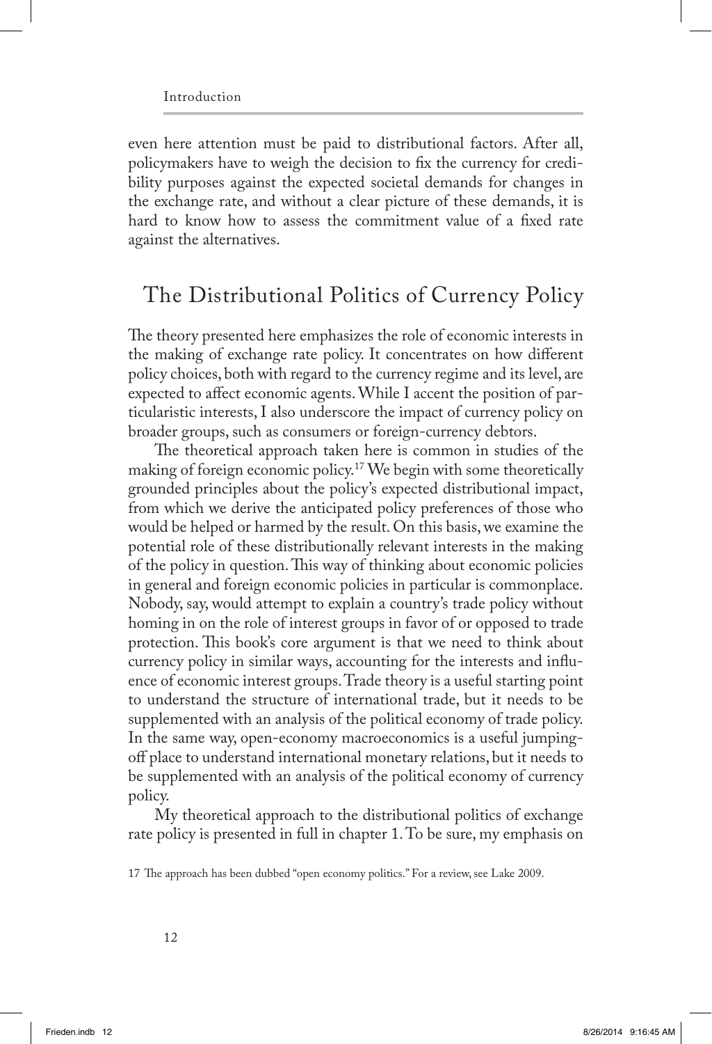even here attention must be paid to distributional factors. After all, policymakers have to weigh the decision to fix the currency for credibility purposes against the expected societal demands for changes in the exchange rate, and without a clear picture of these demands, it is hard to know how to assess the commitment value of a fixed rate against the alternatives.

## The Distributional Politics of Currency Policy

The theory presented here emphasizes the role of economic interests in the making of exchange rate policy. It concentrates on how different policy choices, both with regard to the currency regime and its level, are expected to affect economic agents. While I accent the position of particularistic interests, I also underscore the impact of currency policy on broader groups, such as consumers or foreign-currency debtors.

The theoretical approach taken here is common in studies of the making of foreign economic policy.[17] We begin with some theoretically grounded principles about the policy's expected distributional impact, from which we derive the anticipated policy preferences of those who would be helped or harmed by the result. On this basis, we examine the potential role of these distributionally relevant interests in the making of the policy in question. This way of thinking about economic policies in general and foreign economic policies in particular is commonplace. Nobody, say, would attempt to explain a country's trade policy without homing in on the role of interest groups in favor of or opposed to trade protection. This book's core argument is that we need to think about currency policy in similar ways, accounting for the interests and influence of economic interest groups. Trade theory is a useful starting point to understand the structure of international trade, but it needs to be supplemented with an analysis of the political economy of trade policy. In the same way, open-economy macroeconomics is a useful jumping-off place to understand international monetary relations, but it needs to be supplemented with an analysis of the political economy of currency policy.

My theoretical approach to the distributional politics of exchange rate policy is presented in full in chapter 1. To be sure, my emphasis on

17 The approach has been dubbed "open economy politics." For a review, see Lake 2009.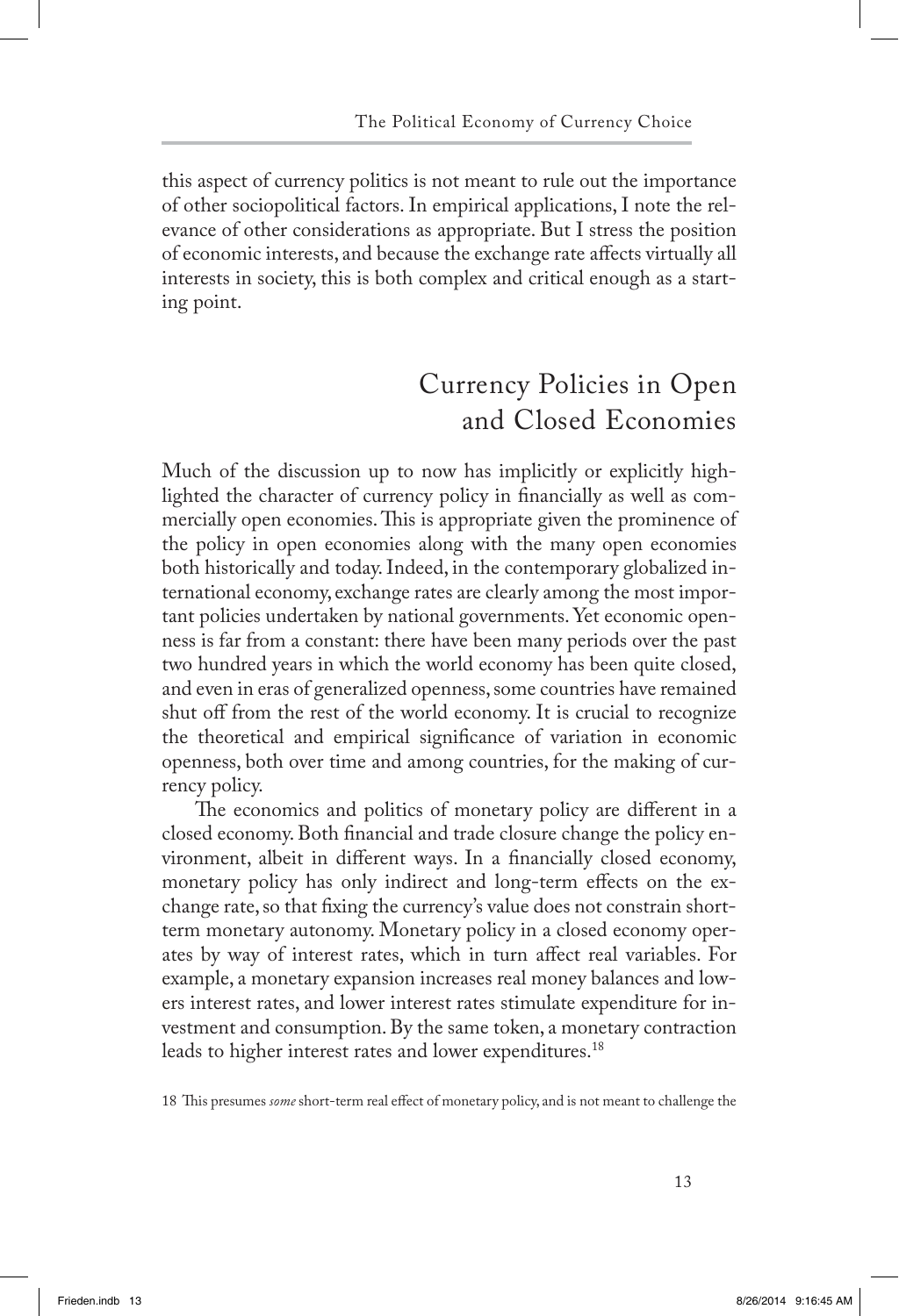this aspect of currency politics is not meant to rule out the importance of other sociopolitical factors. In empirical applications, I note the relevance of other considerations as appropriate. But I stress the position of economic interests, and because the exchange rate affects virtually all interests in society, this is both complex and critical enough as a starting point.

## Currency Policies in Open and Closed Economies

Much of the discussion up to now has implicitly or explicitly highlighted the character of currency policy in financially as well as commercially open economies. This is appropriate given the prominence of the policy in open economies along with the many open economies both historically and today. Indeed, in the contemporary globalized international economy, exchange rates are clearly among the most important policies undertaken by national governments. Yet economic openness is far from a constant: there have been many periods over the past two hundred years in which the world economy has been quite closed, and even in eras of generalized openness, some countries have remained shut off from the rest of the world economy. It is crucial to recognize the theoretical and empirical significance of variation in economic openness, both over time and among countries, for the making of currency policy.

The economics and politics of monetary policy are different in a closed economy. Both financial and trade closure change the policy environment, albeit in different ways. In a financially closed economy, monetary policy has only indirect and long-term effects on the exchange rate, so that fixing the currency's value does not constrain short-term monetary autonomy. Monetary policy in a closed economy operates by way of interest rates, which in turn affect real variables. For example, a monetary expansion increases real money balances and lowers interest rates, and lower interest rates stimulate expenditure for investment and consumption. By the same token, a monetary contraction leads to higher interest rates and lower expenditures.[18]

18 This presumes *some* short-term real effect of monetary policy, and is not meant to challenge the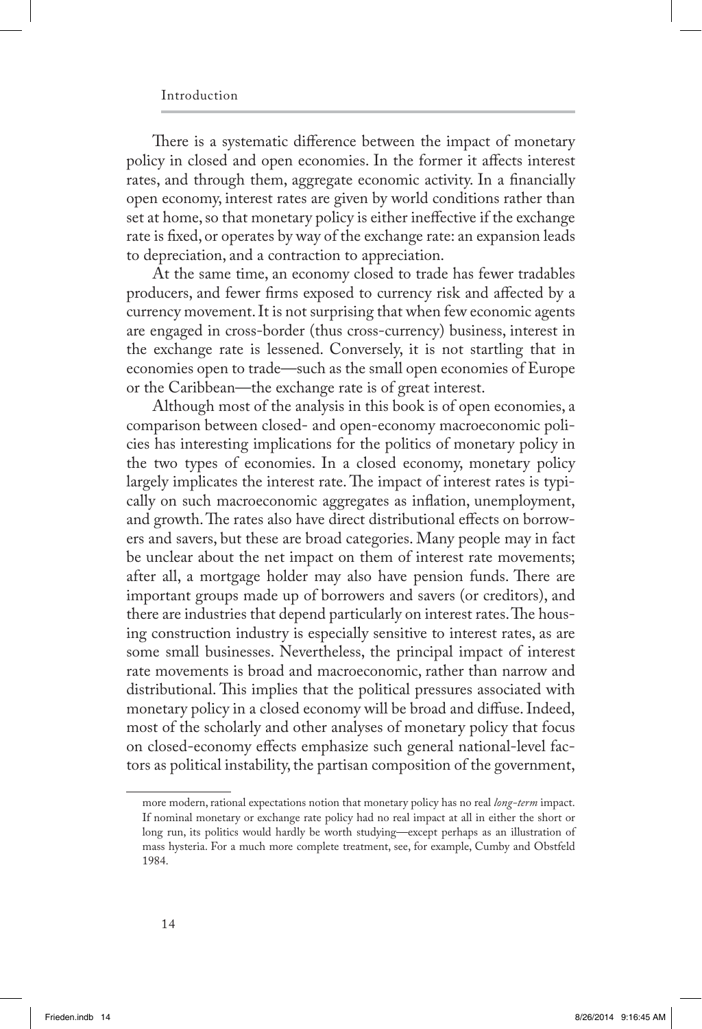There is a systematic difference between the impact of monetary policy in closed and open economies. In the former it affects interest rates, and through them, aggregate economic activity. In a financially open economy, interest rates are given by world conditions rather than set at home, so that monetary policy is either ineffective if the exchange rate is fixed, or operates by way of the exchange rate: an expansion leads to depreciation, and a contraction to appreciation.

At the same time, an economy closed to trade has fewer tradables producers, and fewer firms exposed to currency risk and affected by a currency movement. It is not surprising that when few economic agents are engaged in cross-border (thus cross-currency) business, interest in the exchange rate is lessened. Conversely, it is not startling that in economies open to trade—such as the small open economies of Europe or the Caribbean—the exchange rate is of great interest.

Although most of the analysis in this book is of open economies, a comparison between closed- and open-economy macroeconomic policies has interesting implications for the politics of monetary policy in the two types of economies. In a closed economy, monetary policy largely implicates the interest rate. The impact of interest rates is typically on such macroeconomic aggregates as inflation, unemployment, and growth. The rates also have direct distributional effects on borrowers and savers, but these are broad categories. Many people may in fact be unclear about the net impact on them of interest rate movements; after all, a mortgage holder may also have pension funds. There are important groups made up of borrowers and savers (or creditors), and there are industries that depend particularly on interest rates. The housing construction industry is especially sensitive to interest rates, as are some small businesses. Nevertheless, the principal impact of interest rate movements is broad and macroeconomic, rather than narrow and distributional. This implies that the political pressures associated with monetary policy in a closed economy will be broad and diffuse. Indeed, most of the scholarly and other analyses of monetary policy that focus on closed-economy effects emphasize such general national-level factors as political instability, the partisan composition of the government,

---

more modern, rational expectations notion that monetary policy has no real *long-term* impact. If nominal monetary or exchange rate policy had no real impact at all in either the short or long run, its politics would hardly be worth studying—except perhaps as an illustration of mass hysteria. For a much more complete treatment, see, for example, Cumby and Obstfeld 1984.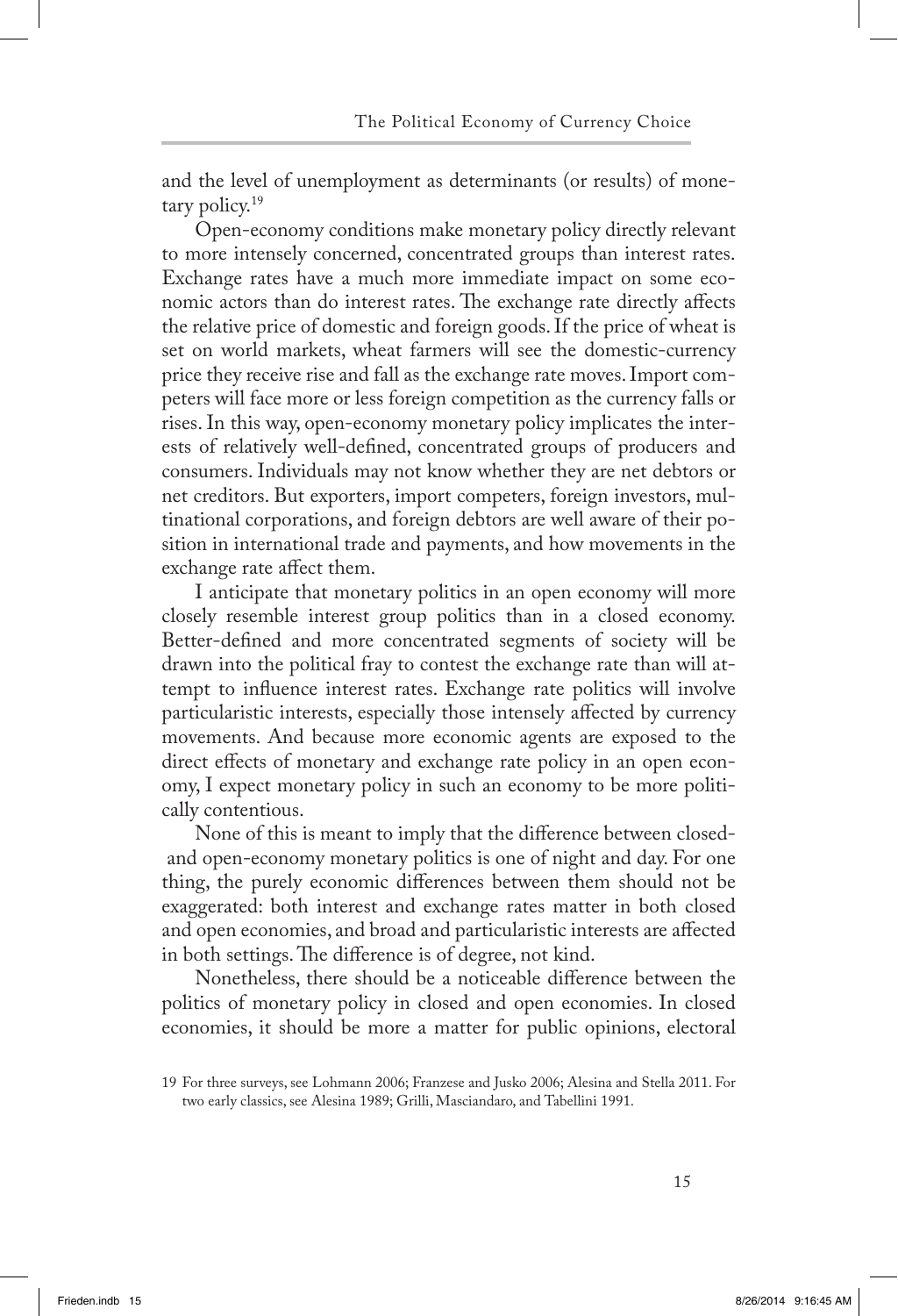and the level of unemployment as determinants (or results) of monetary policy.[19]

Open-economy conditions make monetary policy directly relevant to more intensely concerned, concentrated groups than interest rates. Exchange rates have a much more immediate impact on some economic actors than do interest rates. The exchange rate directly affects the relative price of domestic and foreign goods. If the price of wheat is set on world markets, wheat farmers will see the domestic-currency price they receive rise and fall as the exchange rate moves. Import competers will face more or less foreign competition as the currency falls or rises. In this way, open-economy monetary policy implicates the interests of relatively well-defined, concentrated groups of producers and consumers. Individuals may not know whether they are net debtors or net creditors. But exporters, import competers, foreign investors, multinational corporations, and foreign debtors are well aware of their position in international trade and payments, and how movements in the exchange rate affect them.

I anticipate that monetary politics in an open economy will more closely resemble interest group politics than in a closed economy. Better-defined and more concentrated segments of society will be drawn into the political fray to contest the exchange rate than will attempt to influence interest rates. Exchange rate politics will involve particularistic interests, especially those intensely affected by currency movements. And because more economic agents are exposed to the direct effects of monetary and exchange rate policy in an open economy, I expect monetary policy in such an economy to be more politically contentious.

None of this is meant to imply that the difference between closed- and open-economy monetary politics is one of night and day. For one thing, the purely economic differences between them should not be exaggerated: both interest and exchange rates matter in both closed and open economies, and broad and particularistic interests are affected in both settings. The difference is of degree, not kind.

Nonetheless, there should be a noticeable difference between the politics of monetary policy in closed and open economies. In closed economies, it should be more a matter for public opinions, electoral

19 For three surveys, see Lohmann 2006; Franzese and Jusko 2006; Alesina and Stella 2011. For two early classics, see Alesina 1989; Grilli, Masciandaro, and Tabellini 1991.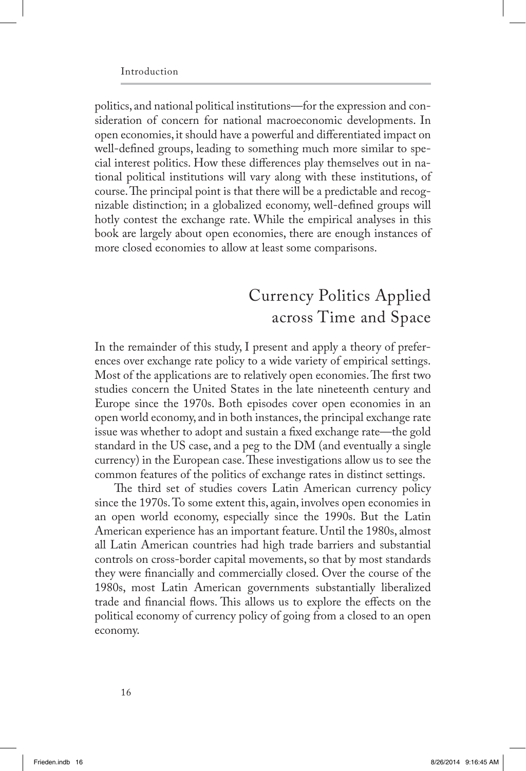politics, and national political institutions—for the expression and consideration of concern for national macroeconomic developments. In open economies, it should have a powerful and differentiated impact on well-defined groups, leading to something much more similar to special interest politics. How these differences play themselves out in national political institutions will vary along with these institutions, of course. The principal point is that there will be a predictable and recognizable distinction; in a globalized economy, well-defined groups will hotly contest the exchange rate. While the empirical analyses in this book are largely about open economies, there are enough instances of more closed economies to allow at least some comparisons.

## Currency Politics Applied across Time and Space

In the remainder of this study, I present and apply a theory of preferences over exchange rate policy to a wide variety of empirical settings. Most of the applications are to relatively open economies. The first two studies concern the United States in the late nineteenth century and Europe since the 1970s. Both episodes cover open economies in an open world economy, and in both instances, the principal exchange rate issue was whether to adopt and sustain a fixed exchange rate—the gold standard in the US case, and a peg to the DM (and eventually a single currency) in the European case. These investigations allow us to see the common features of the politics of exchange rates in distinct settings.

The third set of studies covers Latin American currency policy since the 1970s. To some extent this, again, involves open economies in an open world economy, especially since the 1990s. But the Latin American experience has an important feature. Until the 1980s, almost all Latin American countries had high trade barriers and substantial controls on cross-border capital movements, so that by most standards they were financially and commercially closed. Over the course of the 1980s, most Latin American governments substantially liberalized trade and financial flows. This allows us to explore the effects on the political economy of currency policy of going from a closed to an open economy.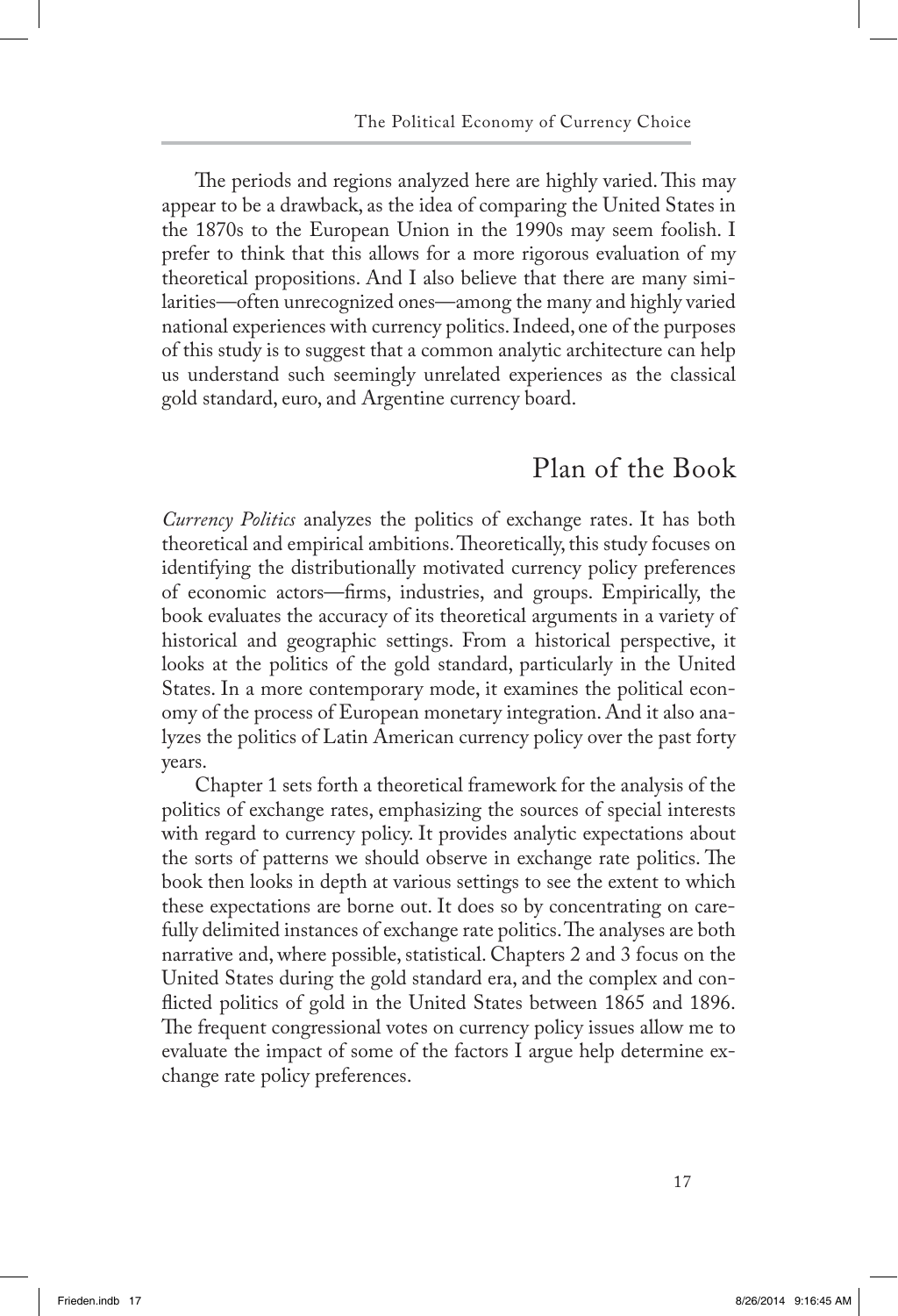The periods and regions analyzed here are highly varied. This may appear to be a drawback, as the idea of comparing the United States in the 1870s to the European Union in the 1990s may seem foolish. I prefer to think that this allows for a more rigorous evaluation of my theoretical propositions. And I also believe that there are many similarities—often unrecognized ones—among the many and highly varied national experiences with currency politics. Indeed, one of the purposes of this study is to suggest that a common analytic architecture can help us understand such seemingly unrelated experiences as the classical gold standard, euro, and Argentine currency board.

## Plan of the Book

*Currency Politics* analyzes the politics of exchange rates. It has both theoretical and empirical ambitions. Theoretically, this study focuses on identifying the distributionally motivated currency policy preferences of economic actors—firms, industries, and groups. Empirically, the book evaluates the accuracy of its theoretical arguments in a variety of historical and geographic settings. From a historical perspective, it looks at the politics of the gold standard, particularly in the United States. In a more contemporary mode, it examines the political economy of the process of European monetary integration. And it also analyzes the politics of Latin American currency policy over the past forty years.

Chapter 1 sets forth a theoretical framework for the analysis of the politics of exchange rates, emphasizing the sources of special interests with regard to currency policy. It provides analytic expectations about the sorts of patterns we should observe in exchange rate politics. The book then looks in depth at various settings to see the extent to which these expectations are borne out. It does so by concentrating on carefully delimited instances of exchange rate politics. The analyses are both narrative and, where possible, statistical. Chapters 2 and 3 focus on the United States during the gold standard era, and the complex and conflicted politics of gold in the United States between 1865 and 1896. The frequent congressional votes on currency policy issues allow me to evaluate the impact of some of the factors I argue help determine exchange rate policy preferences.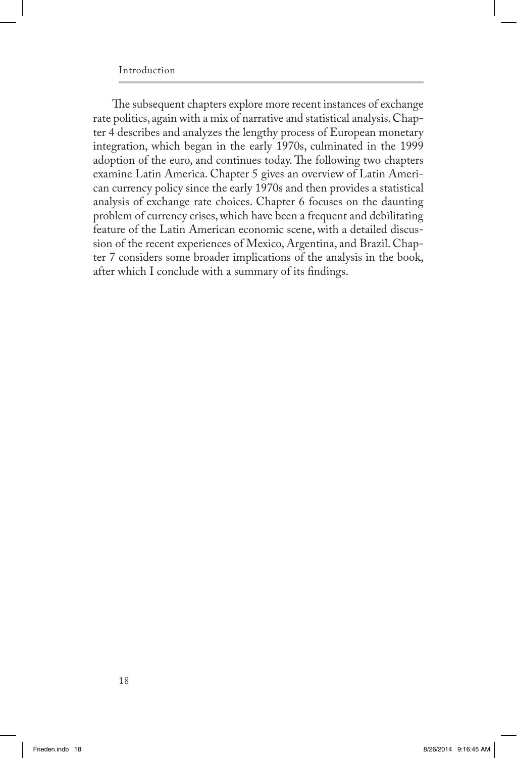The subsequent chapters explore more recent instances of exchange rate politics, again with a mix of narrative and statistical analysis. Chapter 4 describes and analyzes the lengthy process of European monetary integration, which began in the early 1970s, culminated in the 1999 adoption of the euro, and continues today. The following two chapters examine Latin America. Chapter 5 gives an overview of Latin American currency policy since the early 1970s and then provides a statistical analysis of exchange rate choices. Chapter 6 focuses on the daunting problem of currency crises, which have been a frequent and debilitating feature of the Latin American economic scene, with a detailed discussion of the recent experiences of Mexico, Argentina, and Brazil. Chapter 7 considers some broader implications of the analysis in the book, after which I conclude with a summary of its findings.